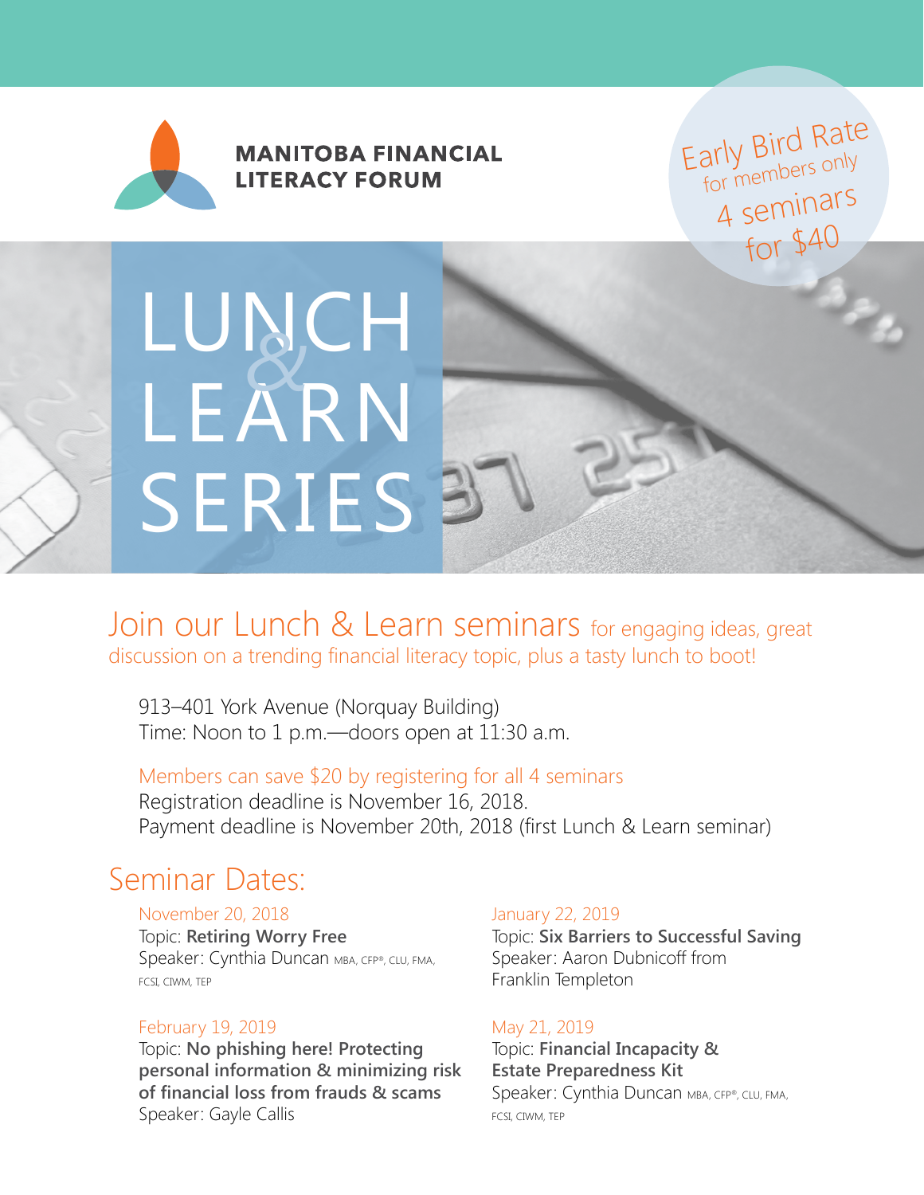**MANITOBA FINANCIAL LITERACY FORUM**

Early Bird Rate
for members only
4 seminars
for $40

# LUNCH & LEARN SERIES

## Join our Lunch & Learn seminars for engaging ideas, great discussion on a trending financial literacy topic, plus a tasty lunch to boot!

913–401 York Avenue (Norquay Building)
Time: Noon to 1 p.m.—doors open at 11:30 a.m.

Members can save $20 by registering for all 4 seminars
Registration deadline is November 16, 2018.
Payment deadline is November 20th, 2018 (first Lunch & Learn seminar)

## Seminar Dates:

November 20, 2018
Topic: **Retiring Worry Free**
Speaker: Cynthia Duncan MBA, CFP®, CLU, FMA, FCSI, CIWM, TEP

January 22, 2019
Topic: **Six Barriers to Successful Saving**
Speaker: Aaron Dubnicoff from Franklin Templeton

February 19, 2019
Topic: **No phishing here! Protecting personal information & minimizing risk of financial loss from frauds & scams**
Speaker: Gayle Callis

May 21, 2019
Topic: **Financial Incapacity & Estate Preparedness Kit**
Speaker: Cynthia Duncan MBA, CFP®, CLU, FMA, FCSI, CIWM, TEP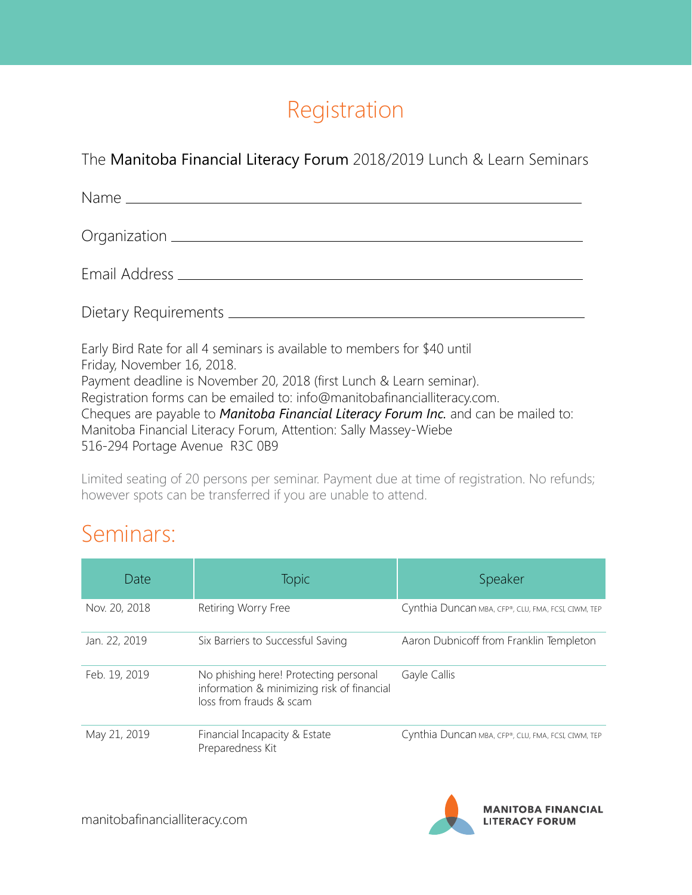# Registration

The **Manitoba Financial Literacy Forum** 2018/2019 Lunch & Learn Seminars

Name ______________________________________________

Organization ______________________________________________

Email Address ______________________________________________

Dietary Requirements ______________________________________________

Early Bird Rate for all 4 seminars is available to members for $40 until Friday, November 16, 2018.
Payment deadline is November 20, 2018 (first Lunch & Learn seminar).
Registration forms can be emailed to: info@manitobafinancialliteracy.com.
Cheques are payable to ***Manitoba Financial Literacy Forum Inc.*** and can be mailed to:
Manitoba Financial Literacy Forum, Attention: Sally Massey-Wiebe
516-294 Portage Avenue R3C 0B9

Limited seating of 20 persons per seminar. Payment due at time of registration. No refunds; however spots can be transferred if you are unable to attend.

## Seminars:

| Date | Topic | Speaker |
|---|---|---|
| Nov. 20, 2018 | Retiring Worry Free | Cynthia Duncan MBA, CFP®, CLU, FMA, FCSI, CIWM, TEP |
| Jan. 22, 2019 | Six Barriers to Successful Saving | Aaron Dubnicoff from Franklin Templeton |
| Feb. 19, 2019 | No phishing here! Protecting personal information & minimizing risk of financial loss from frauds & scam | Gayle Callis |
| May 21, 2019 | Financial Incapacity & Estate Preparedness Kit | Cynthia Duncan MBA, CFP®, CLU, FMA, FCSI, CIWM, TEP |

manitobafinancialliteracy.com

**MANITOBA FINANCIAL LITERACY FORUM**